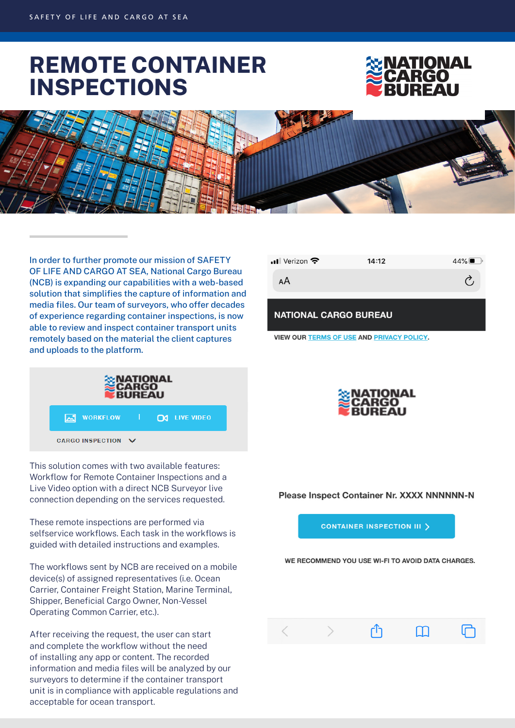SAFETY OF LIFE AND CARGO AT SEA

# REMOTE CONTAINER INSPECTIONS

In order to further promote our mission of SAFETY OF LIFE AND CARGO AT SEA, National Cargo Bureau (NCB) is expanding our capabilities with a web-based solution that simplifies the capture of information and media files. Our team of surveyors, who offer decades of experience regarding container inspections, is now able to review and inspect container transport units remotely based on the material the client captures and uploads to the platform.

WORKFLOW | LIVE VIDEO

CARGO INSPECTION

This solution comes with two available features: Workflow for Remote Container Inspections and a Live Video option with a direct NCB Surveyor live connection depending on the services requested.

These remote inspections are performed via selfservice workflows. Each task in the workflows is guided with detailed instructions and examples.

The workflows sent by NCB are received on a mobile device(s) of assigned representatives (i.e. Ocean Carrier, Container Freight Station, Marine Terminal, Shipper, Beneficial Cargo Owner, Non-Vessel Operating Common Carrier, etc.).

After receiving the request, the user can start and complete the workflow without the need of installing any app or content. The recorded information and media files will be analyzed by our surveyors to determine if the container transport unit is in compliance with applicable regulations and acceptable for ocean transport.

Verizon 14:12 44%

NATIONAL CARGO BUREAU

VIEW OUR TERMS OF USE AND PRIVACY POLICY.

Please Inspect Container Nr. XXXX NNNNNN-N

CONTAINER INSPECTION III >

WE RECOMMEND YOU USE WI-FI TO AVOID DATA CHARGES.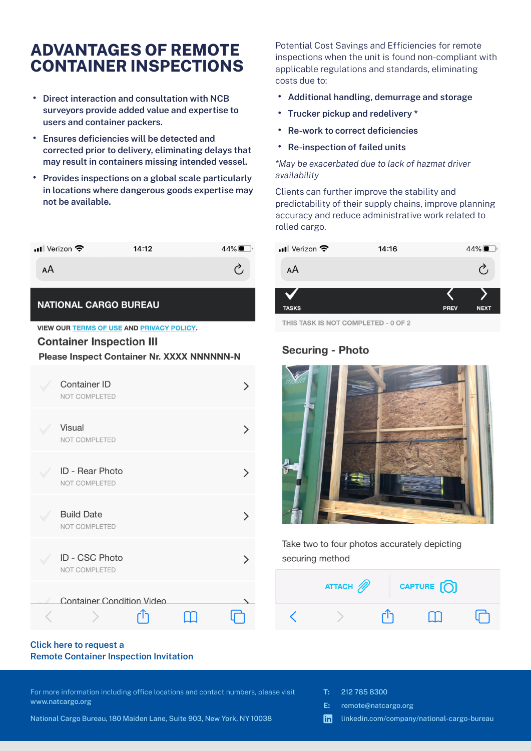# ADVANTAGES OF REMOTE CONTAINER INSPECTIONS

- **Direct interaction and consultation with NCB surveyors provide added value and expertise to users and container packers.**
- **Ensures deficiencies will be detected and corrected prior to delivery, eliminating delays that may result in containers missing intended vessel.**
- **Provides inspections on a global scale particularly in locations where dangerous goods expertise may not be available.**

Potential Cost Savings and Efficiencies for remote inspections when the unit is found non-compliant with applicable regulations and standards, eliminating costs due to:

- **Additional handling, demurrage and storage**
- **Trucker pickup and redelivery ***
- **Re-work to correct deficiencies**
- **Re-inspection of failed units**

*\*May be exacerbated due to lack of hazmat driver availability*

Clients can further improve the stability and predictability of their supply chains, improve planning accuracy and reduce administrative work related to rolled cargo.

Verizon 14:12 44%

NATIONAL CARGO BUREAU

VIEW OUR TERMS OF USE AND PRIVACY POLICY.

**Container Inspection III**

**Please Inspect Container Nr. XXXX NNNNNN-N**

- Container ID — NOT COMPLETED
- Visual — NOT COMPLETED
- ID - Rear Photo — NOT COMPLETED
- Build Date — NOT COMPLETED
- ID - CSC Photo — NOT COMPLETED
- Container Condition Video

Verizon 14:16 44%

TASKS PREV NEXT

THIS TASK IS NOT COMPLETED - 0 OF 2

**Securing - Photo**

Take two to four photos accurately depicting securing method

ATTACH CAPTURE

**Click here to request a Remote Container Inspection Invitation**

For more information including office locations and contact numbers, please visit www.natcargo.org

National Cargo Bureau, 180 Maiden Lane, Suite 903, New York, NY 10038

T: 212 785 8300

E: remote@natcargo.org

linkedin.com/company/national-cargo-bureau